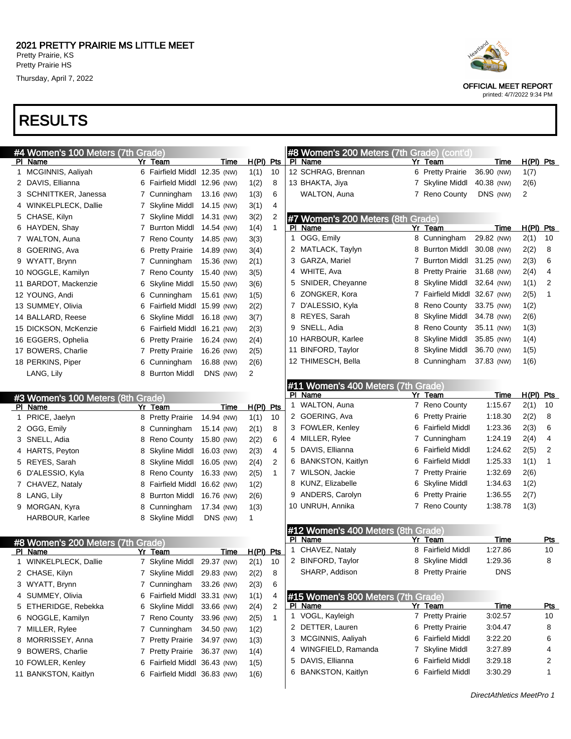# 2021 PRETTY PRAIRIE MS LITTLE MEET

Pretty Prairie, KS
Pretty Prairie HS
Thursday, April 7, 2022

OFFICIAL MEET REPORT
printed: 4/7/2022 9:34 PM

# RESULTS

### #4 Women's 100 Meters (7th Grade)

| Pl | Name | Yr | Team | Time | | H(Pl) | Pts |
|---|---|---|---|---|---|---|---|
| 1 | MCGINNIS, Aaliyah | 6 | Fairfield Middl | 12.35 | (NW) | 1(1) | 10 |
| 2 | DAVIS, Ellianna | 6 | Fairfield Middl | 12.96 | (NW) | 1(2) | 8 |
| 3 | SCHNITTKER, Janessa | 7 | Cunningham | 13.16 | (NW) | 1(3) | 6 |
| 4 | WINKELPLECK, Dallie | 7 | Skyline Middl | 14.15 | (NW) | 3(1) | 4 |
| 5 | CHASE, Kilyn | 7 | Skyline Middl | 14.31 | (NW) | 3(2) | 2 |
| 6 | HAYDEN, Shay | 7 | Burrton Middl | 14.54 | (NW) | 1(4) | 1 |
| 7 | WALTON, Auna | 7 | Reno County | 14.85 | (NW) | 3(3) | |
| 8 | GOERING, Ava | 6 | Pretty Prairie | 14.89 | (NW) | 3(4) | |
| 9 | WYATT, Brynn | 7 | Cunningham | 15.36 | (NW) | 2(1) | |
| 10 | NOGGLE, Kamilyn | 7 | Reno County | 15.40 | (NW) | 3(5) | |
| 11 | BARDOT, Mackenzie | 6 | Skyline Middl | 15.50 | (NW) | 3(6) | |
| 12 | YOUNG, Andi | 6 | Cunningham | 15.61 | (NW) | 1(5) | |
| 13 | SUMMEY, Olivia | 6 | Fairfield Middl | 15.99 | (NW) | 2(2) | |
| 14 | BALLARD, Reese | 6 | Skyline Middl | 16.18 | (NW) | 3(7) | |
| 15 | DICKSON, McKenzie | 6 | Fairfield Middl | 16.21 | (NW) | 2(3) | |
| 16 | EGGERS, Ophelia | 6 | Pretty Prairie | 16.24 | (NW) | 2(4) | |
| 17 | BOWERS, Charlie | 7 | Pretty Prairie | 16.26 | (NW) | 2(5) | |
| 18 | PERKINS, Piper | 6 | Cunningham | 16.88 | (NW) | 2(6) | |
| | LANG, Lily | 8 | Burrton Middl | DNS | (NW) | 2 | |

### #3 Women's 100 Meters (8th Grade)

| Pl | Name | Yr | Team | Time | | H(Pl) | Pts |
|---|---|---|---|---|---|---|---|
| 1 | PRICE, Jaelyn | 8 | Pretty Prairie | 14.94 | (NW) | 1(1) | 10 |
| 2 | OGG, Emily | 8 | Cunningham | 15.14 | (NW) | 2(1) | 8 |
| 3 | SNELL, Adia | 8 | Reno County | 15.80 | (NW) | 2(2) | 6 |
| 4 | HARTS, Peyton | 8 | Skyline Middl | 16.03 | (NW) | 2(3) | 4 |
| 5 | REYES, Sarah | 8 | Skyline Middl | 16.05 | (NW) | 2(4) | 2 |
| 6 | D'ALESSIO, Kyla | 8 | Reno County | 16.33 | (NW) | 2(5) | 1 |
| 7 | CHAVEZ, Nataly | 8 | Fairfield Middl | 16.62 | (NW) | 1(2) | |
| 8 | LANG, Lily | 8 | Burrton Middl | 16.76 | (NW) | 2(6) | |
| 9 | MORGAN, Kyra | 8 | Cunningham | 17.34 | (NW) | 1(3) | |
| | HARBOUR, Karlee | 8 | Skyline Middl | DNS | (NW) | 1 | |

### #8 Women's 200 Meters (7th Grade)

| Pl | Name | Yr | Team | Time | | H(Pl) | Pts |
|---|---|---|---|---|---|---|---|
| 1 | WINKELPLECK, Dallie | 7 | Skyline Middl | 29.37 | (NW) | 2(1) | 10 |
| 2 | CHASE, Kilyn | 7 | Skyline Middl | 29.83 | (NW) | 2(2) | 8 |
| 3 | WYATT, Brynn | 7 | Cunningham | 33.26 | (NW) | 2(3) | 6 |
| 4 | SUMMEY, Olivia | 6 | Fairfield Middl | 33.31 | (NW) | 1(1) | 4 |
| 5 | ETHERIDGE, Rebekka | 6 | Skyline Middl | 33.66 | (NW) | 2(4) | 2 |
| 6 | NOGGLE, Kamilyn | 7 | Reno County | 33.96 | (NW) | 2(5) | 1 |
| 7 | MILLER, Rylee | 7 | Cunningham | 34.50 | (NW) | 1(2) | |
| 8 | MORRISSEY, Anna | 7 | Pretty Prairie | 34.97 | (NW) | 1(3) | |
| 9 | BOWERS, Charlie | 7 | Pretty Prairie | 36.37 | (NW) | 1(4) | |
| 10 | FOWLER, Kenley | 6 | Fairfield Middl | 36.43 | (NW) | 1(5) | |
| 11 | BANKSTON, Kaitlyn | 6 | Fairfield Middl | 36.83 | (NW) | 1(6) | |
| 12 | SCHRAG, Brennan | 6 | Pretty Prairie | 36.90 | (NW) | 1(7) | |
| 13 | BHAKTA, Jiya | 7 | Skyline Middl | 40.38 | (NW) | 2(6) | |
| | WALTON, Auna | 7 | Reno County | DNS | (NW) | 2 | |

### #7 Women's 200 Meters (8th Grade)

| Pl | Name | Yr | Team | Time | | H(Pl) | Pts |
|---|---|---|---|---|---|---|---|
| 1 | OGG, Emily | 8 | Cunningham | 29.82 | (NW) | 2(1) | 10 |
| 2 | MATLACK, Taylyn | 8 | Burrton Middl | 30.08 | (NW) | 2(2) | 8 |
| 3 | GARZA, Mariel | 7 | Burrton Middl | 31.25 | (NW) | 2(3) | 6 |
| 4 | WHITE, Ava | 8 | Pretty Prairie | 31.68 | (NW) | 2(4) | 4 |
| 5 | SNIDER, Cheyanne | 8 | Skyline Middl | 32.64 | (NW) | 1(1) | 2 |
| 6 | ZONGKER, Kora | 7 | Fairfield Middl | 32.67 | (NW) | 2(5) | 1 |
| 7 | D'ALESSIO, Kyla | 8 | Reno County | 33.75 | (NW) | 1(2) | |
| 8 | REYES, Sarah | 8 | Skyline Middl | 34.78 | (NW) | 2(6) | |
| 9 | SNELL, Adia | 8 | Reno County | 35.11 | (NW) | 1(3) | |
| 10 | HARBOUR, Karlee | 8 | Skyline Middl | 35.85 | (NW) | 1(4) | |
| 11 | BINFORD, Taylor | 8 | Skyline Middl | 36.70 | (NW) | 1(5) | |
| 12 | THIMESCH, Bella | 8 | Cunningham | 37.83 | (NW) | 1(6) | |

### #11 Women's 400 Meters (7th Grade)

| Pl | Name | Yr | Team | Time | H(Pl) | Pts |
|---|---|---|---|---|---|---|
| 1 | WALTON, Auna | 7 | Reno County | 1:15.67 | 2(1) | 10 |
| 2 | GOERING, Ava | 6 | Pretty Prairie | 1:18.30 | 2(2) | 8 |
| 3 | FOWLER, Kenley | 6 | Fairfield Middl | 1:23.36 | 2(3) | 6 |
| 4 | MILLER, Rylee | 7 | Cunningham | 1:24.19 | 2(4) | 4 |
| 5 | DAVIS, Ellianna | 6 | Fairfield Middl | 1:24.62 | 2(5) | 2 |
| 6 | BANKSTON, Kaitlyn | 6 | Fairfield Middl | 1:25.33 | 1(1) | 1 |
| 7 | WILSON, Jackie | 7 | Pretty Prairie | 1:32.69 | 2(6) | |
| 8 | KUNZ, Elizabelle | 6 | Skyline Middl | 1:34.63 | 1(2) | |
| 9 | ANDERS, Carolyn | 6 | Pretty Prairie | 1:36.55 | 2(7) | |
| 10 | UNRUH, Annika | 7 | Reno County | 1:38.78 | 1(3) | |

### #12 Women's 400 Meters (8th Grade)

| Pl | Name | Yr | Team | Time | Pts |
|---|---|---|---|---|---|
| 1 | CHAVEZ, Nataly | 8 | Fairfield Middl | 1:27.86 | 10 |
| 2 | BINFORD, Taylor | 8 | Skyline Middl | 1:29.36 | 8 |
| | SHARP, Addison | 8 | Pretty Prairie | DNS | |

### #15 Women's 800 Meters (7th Grade)

| Pl | Name | Yr | Team | Time | Pts |
|---|---|---|---|---|---|
| 1 | VOGL, Kayleigh | 7 | Pretty Prairie | 3:02.57 | 10 |
| 2 | DETTER, Lauren | 6 | Pretty Prairie | 3:04.47 | 8 |
| 3 | MCGINNIS, Aaliyah | 6 | Fairfield Middl | 3:22.20 | 6 |
| 4 | WINGFIELD, Ramanda | 7 | Skyline Middl | 3:27.89 | 4 |
| 5 | DAVIS, Ellianna | 6 | Fairfield Middl | 3:29.18 | 2 |
| 6 | BANKSTON, Kaitlyn | 6 | Fairfield Middl | 3:30.29 | 1 |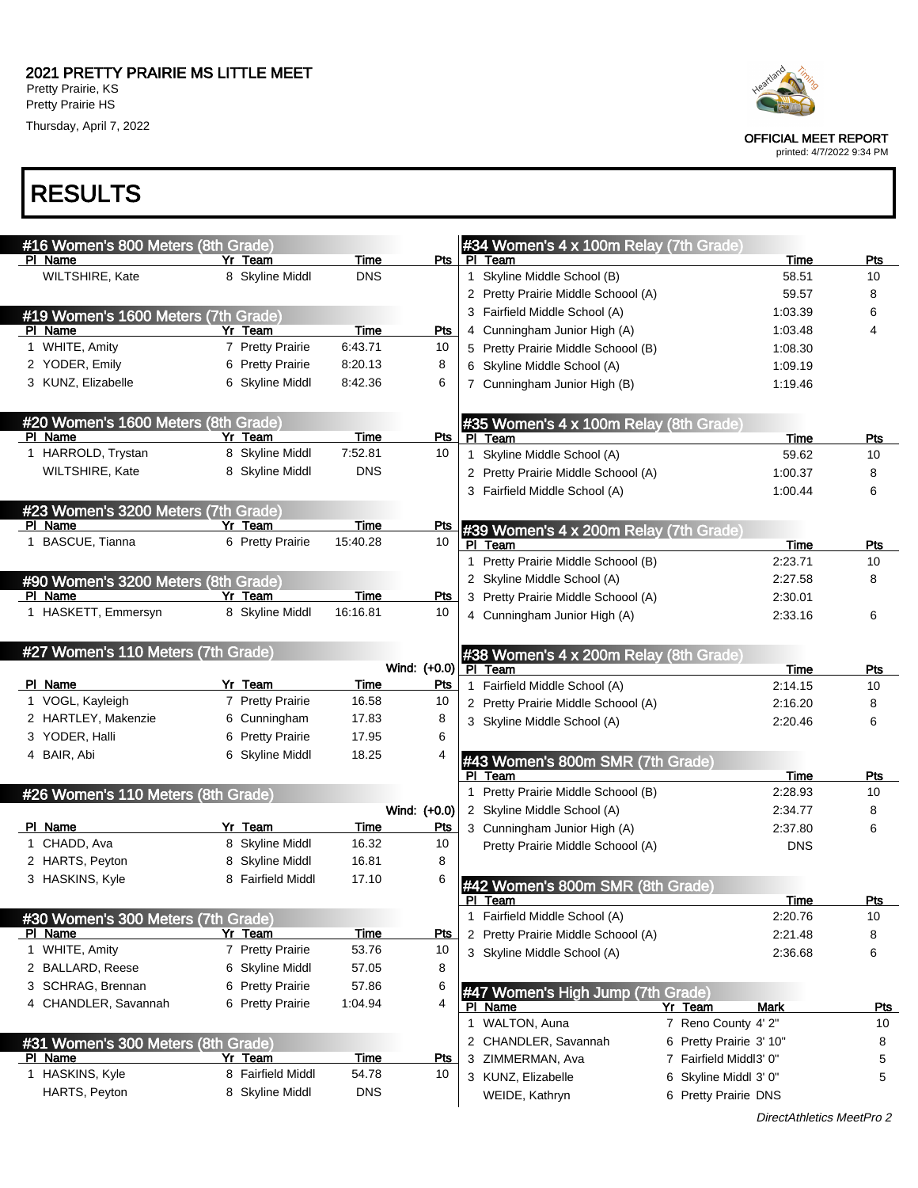# 2021 PRETTY PRAIRIE MS LITTLE MEET

Pretty Prairie, KS
Pretty Prairie HS
Thursday, April 7, 2022

OFFICIAL MEET REPORT
printed: 4/7/2022 9:34 PM

# RESULTS

### #16 Women's 800 Meters (8th Grade)

| Pl | Name | Yr | Team | Time | Pts |
|---|---|---|---|---|---|
| | WILTSHIRE, Kate | 8 | Skyline Middl | DNS | |

### #19 Women's 1600 Meters (7th Grade)

| Pl | Name | Yr | Team | Time | Pts |
|---|---|---|---|---|---|
| 1 | WHITE, Amity | 7 | Pretty Prairie | 6:43.71 | 10 |
| 2 | YODER, Emily | 6 | Pretty Prairie | 8:20.13 | 8 |
| 3 | KUNZ, Elizabelle | 6 | Skyline Middl | 8:42.36 | 6 |

### #20 Women's 1600 Meters (8th Grade)

| Pl | Name | Yr | Team | Time | Pts |
|---|---|---|---|---|---|
| 1 | HARROLD, Trystan | 8 | Skyline Middl | 7:52.81 | 10 |
| | WILTSHIRE, Kate | 8 | Skyline Middl | DNS | |

### #23 Women's 3200 Meters (7th Grade)

| Pl | Name | Yr | Team | Time | Pts |
|---|---|---|---|---|---|
| 1 | BASCUE, Tianna | 6 | Pretty Prairie | 15:40.28 | 10 |

### #90 Women's 3200 Meters (8th Grade)

| Pl | Name | Yr | Team | Time | Pts |
|---|---|---|---|---|---|
| 1 | HASKETT, Emmersyn | 8 | Skyline Middl | 16:16.81 | 10 |

### #27 Women's 110 Meters (7th Grade)

Wind: (+0.0)

| Pl | Name | Yr | Team | Time | Pts |
|---|---|---|---|---|---|
| 1 | VOGL, Kayleigh | 7 | Pretty Prairie | 16.58 | 10 |
| 2 | HARTLEY, Makenzie | 6 | Cunningham | 17.83 | 8 |
| 3 | YODER, Halli | 6 | Pretty Prairie | 17.95 | 6 |
| 4 | BAIR, Abi | 6 | Skyline Middl | 18.25 | 4 |

### #26 Women's 110 Meters (8th Grade)

Wind: (+0.0)

| Pl | Name | Yr | Team | Time | Pts |
|---|---|---|---|---|---|
| 1 | CHADD, Ava | 8 | Skyline Middl | 16.32 | 10 |
| 2 | HARTS, Peyton | 8 | Skyline Middl | 16.81 | 8 |
| 3 | HASKINS, Kyle | 8 | Fairfield Middl | 17.10 | 6 |

### #30 Women's 300 Meters (7th Grade)

| Pl | Name | Yr | Team | Time | Pts |
|---|---|---|---|---|---|
| 1 | WHITE, Amity | 7 | Pretty Prairie | 53.76 | 10 |
| 2 | BALLARD, Reese | 6 | Skyline Middl | 57.05 | 8 |
| 3 | SCHRAG, Brennan | 6 | Pretty Prairie | 57.86 | 6 |
| 4 | CHANDLER, Savannah | 6 | Pretty Prairie | 1:04.94 | 4 |

### #31 Women's 300 Meters (8th Grade)

| Pl | Name | Yr | Team | Time | Pts |
|---|---|---|---|---|---|
| 1 | HASKINS, Kyle | 8 | Fairfield Middl | 54.78 | 10 |
| | HARTS, Peyton | 8 | Skyline Middl | DNS | |

### #34 Women's 4 x 100m Relay (7th Grade)

| Pl | Team | Time | Pts |
|---|---|---|---|
| 1 | Skyline Middle School (B) | 58.51 | 10 |
| 2 | Pretty Prairie Middle Schoool (A) | 59.57 | 8 |
| 3 | Fairfield Middle School (A) | 1:03.39 | 6 |
| 4 | Cunningham Junior High (A) | 1:03.48 | 4 |
| 5 | Pretty Prairie Middle Schoool (B) | 1:08.30 | |
| 6 | Skyline Middle School (A) | 1:09.19 | |
| 7 | Cunningham Junior High (B) | 1:19.46 | |

### #35 Women's 4 x 100m Relay (8th Grade)

| Pl | Team | Time | Pts |
|---|---|---|---|
| 1 | Skyline Middle School (A) | 59.62 | 10 |
| 2 | Pretty Prairie Middle Schoool (A) | 1:00.37 | 8 |
| 3 | Fairfield Middle School (A) | 1:00.44 | 6 |

### #39 Women's 4 x 200m Relay (7th Grade)

| Pl | Team | Time | Pts |
|---|---|---|---|
| 1 | Pretty Prairie Middle Schoool (B) | 2:23.71 | 10 |
| 2 | Skyline Middle School (A) | 2:27.58 | 8 |
| 3 | Pretty Prairie Middle Schoool (A) | 2:30.01 | |
| 4 | Cunningham Junior High (A) | 2:33.16 | 6 |

### #38 Women's 4 x 200m Relay (8th Grade)

| Pl | Team | Time | Pts |
|---|---|---|---|
| 1 | Fairfield Middle School (A) | 2:14.15 | 10 |
| 2 | Pretty Prairie Middle Schoool (A) | 2:16.20 | 8 |
| 3 | Skyline Middle School (A) | 2:20.46 | 6 |

### #43 Women's 800m SMR (7th Grade)

| Pl | Team | Time | Pts |
|---|---|---|---|
| 1 | Pretty Prairie Middle Schoool (B) | 2:28.93 | 10 |
| 2 | Skyline Middle School (A) | 2:34.77 | 8 |
| 3 | Cunningham Junior High (A) | 2:37.80 | 6 |
| | Pretty Prairie Middle Schoool (A) | DNS | |

### #42 Women's 800m SMR (8th Grade)

| Pl | Team | Time | Pts |
|---|---|---|---|
| 1 | Fairfield Middle School (A) | 2:20.76 | 10 |
| 2 | Pretty Prairie Middle Schoool (A) | 2:21.48 | 8 |
| 3 | Skyline Middle School (A) | 2:36.68 | 6 |

### #47 Women's High Jump (7th Grade)

| Pl | Name | Yr | Team | Mark | Pts |
|---|---|---|---|---|---|
| 1 | WALTON, Auna | 7 | Reno County | 4' 2" | 10 |
| 2 | CHANDLER, Savannah | 6 | Pretty Prairie | 3' 10" | 8 |
| 3 | ZIMMERMAN, Ava | 7 | Fairfield Middl | 3' 0" | 5 |
| 3 | KUNZ, Elizabelle | 6 | Skyline Middl | 3' 0" | 5 |
| | WEIDE, Kathryn | 6 | Pretty Prairie | DNS | |

*DirectAthletics MeetPro 2*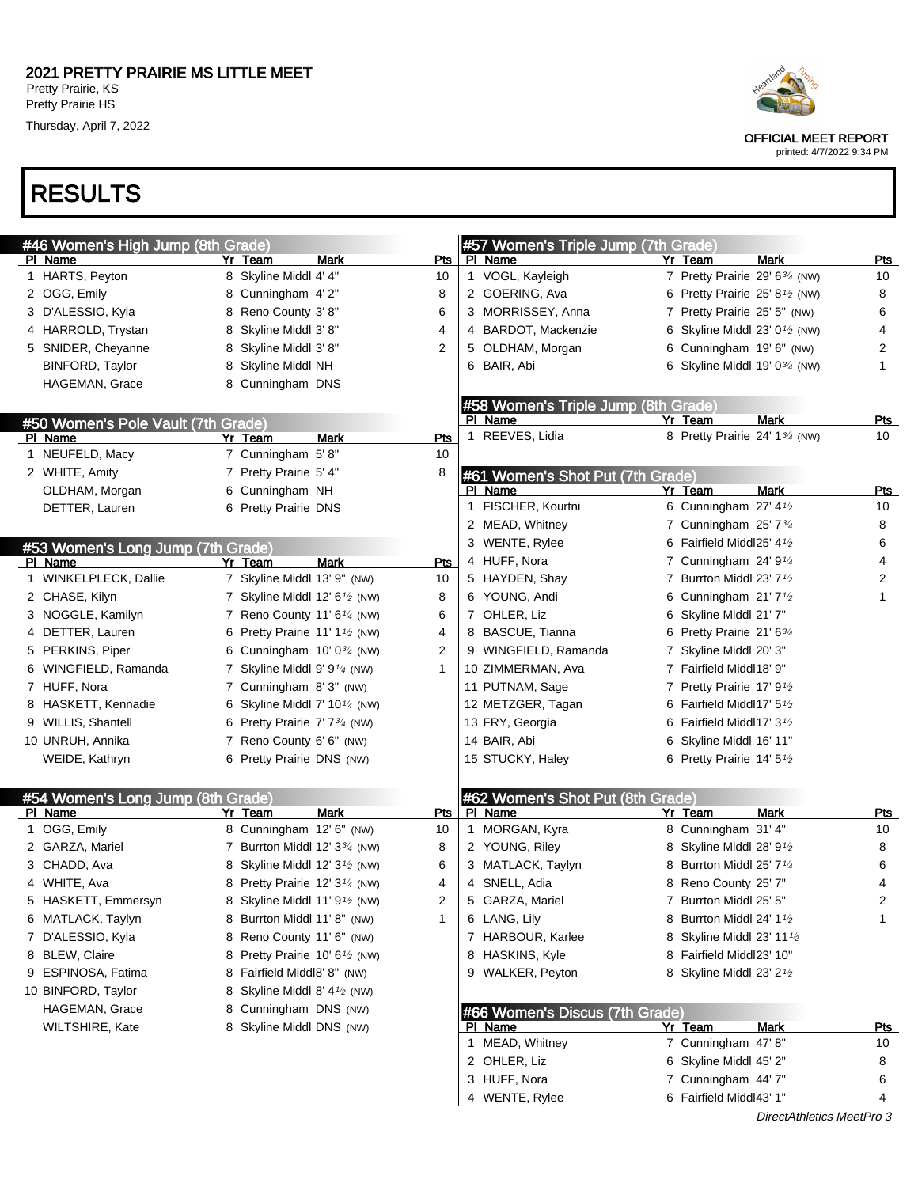# 2021 PRETTY PRAIRIE MS LITTLE MEET

Pretty Prairie, KS
Pretty Prairie HS
Thursday, April 7, 2022

OFFICIAL MEET REPORT
printed: 4/7/2022 9:34 PM

# RESULTS

## #46 Women's High Jump (8th Grade)

| Pl | Name | Yr | Team | Mark | Pts |
|---|---|---|---|---|---|
| 1 | HARTS, Peyton | 8 | Skyline Middl | 4' 4" | 10 |
| 2 | OGG, Emily | 8 | Cunningham | 4' 2" | 8 |
| 3 | D'ALESSIO, Kyla | 8 | Reno County | 3' 8" | 6 |
| 4 | HARROLD, Trystan | 8 | Skyline Middl | 3' 8" | 4 |
| 5 | SNIDER, Cheyanne | 8 | Skyline Middl | 3' 8" | 2 |
| | BINFORD, Taylor | 8 | Skyline Middl | NH | |
| | HAGEMAN, Grace | 8 | Cunningham | DNS | |

## #50 Women's Pole Vault (7th Grade)

| Pl | Name | Yr | Team | Mark | Pts |
|---|---|---|---|---|---|
| 1 | NEUFELD, Macy | 7 | Cunningham | 5' 8" | 10 |
| 2 | WHITE, Amity | 7 | Pretty Prairie | 5' 4" | 8 |
| | OLDHAM, Morgan | 6 | Cunningham | NH | |
| | DETTER, Lauren | 6 | Pretty Prairie | DNS | |

## #53 Women's Long Jump (7th Grade)

| Pl | Name | Yr | Team | Mark | Pts |
|---|---|---|---|---|---|
| 1 | WINKELPLECK, Dallie | 7 | Skyline Middl | 13' 9" (NW) | 10 |
| 2 | CHASE, Kilyn | 7 | Skyline Middl | 12' 6½ (NW) | 8 |
| 3 | NOGGLE, Kamilyn | 7 | Reno County | 11' 6¼ (NW) | 6 |
| 4 | DETTER, Lauren | 6 | Pretty Prairie | 11' 1½ (NW) | 4 |
| 5 | PERKINS, Piper | 6 | Cunningham | 10' 0¾ (NW) | 2 |
| 6 | WINGFIELD, Ramanda | 7 | Skyline Middl | 9' 9¼ (NW) | 1 |
| 7 | HUFF, Nora | 7 | Cunningham | 8' 3" (NW) | |
| 8 | HASKETT, Kennadie | 6 | Skyline Middl | 7' 10¼ (NW) | |
| 9 | WILLIS, Shantell | 6 | Pretty Prairie | 7' 7¾ (NW) | |
| 10 | UNRUH, Annika | 7 | Reno County | 6' 6" (NW) | |
| | WEIDE, Kathryn | 6 | Pretty Prairie | DNS (NW) | |

## #54 Women's Long Jump (8th Grade)

| Pl | Name | Yr | Team | Mark | Pts |
|---|---|---|---|---|---|
| 1 | OGG, Emily | 8 | Cunningham | 12' 6" (NW) | 10 |
| 2 | GARZA, Mariel | 7 | Burrton Middl | 12' 3¾ (NW) | 8 |
| 3 | CHADD, Ava | 8 | Skyline Middl | 12' 3½ (NW) | 6 |
| 4 | WHITE, Ava | 8 | Pretty Prairie | 12' 3¼ (NW) | 4 |
| 5 | HASKETT, Emmersyn | 8 | Skyline Middl | 11' 9½ (NW) | 2 |
| 6 | MATLACK, Taylyn | 8 | Burrton Middl | 11' 8" (NW) | 1 |
| 7 | D'ALESSIO, Kyla | 8 | Reno County | 11' 6" (NW) | |
| 8 | BLEW, Claire | 8 | Pretty Prairie | 10' 6½ (NW) | |
| 9 | ESPINOSA, Fatima | 8 | Fairfield Middl | 8' 8" (NW) | |
| 10 | BINFORD, Taylor | 8 | Skyline Middl | 8' 4½ (NW) | |
| | HAGEMAN, Grace | 8 | Cunningham | DNS (NW) | |
| | WILTSHIRE, Kate | 8 | Skyline Middl | DNS (NW) | |

## #57 Women's Triple Jump (7th Grade)

| Pl | Name | Yr | Team | Mark | Pts |
|---|---|---|---|---|---|
| 1 | VOGL, Kayleigh | 7 | Pretty Prairie | 29' 6¾ (NW) | 10 |
| 2 | GOERING, Ava | 6 | Pretty Prairie | 25' 8½ (NW) | 8 |
| 3 | MORRISSEY, Anna | 7 | Pretty Prairie | 25' 5" (NW) | 6 |
| 4 | BARDOT, Mackenzie | 6 | Skyline Middl | 23' 0½ (NW) | 4 |
| 5 | OLDHAM, Morgan | 6 | Cunningham | 19' 6" (NW) | 2 |
| 6 | BAIR, Abi | 6 | Skyline Middl | 19' 0¾ (NW) | 1 |

## #58 Women's Triple Jump (8th Grade)

| Pl | Name | Yr | Team | Mark | Pts |
|---|---|---|---|---|---|
| 1 | REEVES, Lidia | 8 | Pretty Prairie | 24' 1¾ (NW) | 10 |

## #61 Women's Shot Put (7th Grade)

| Pl | Name | Yr | Team | Mark | Pts |
|---|---|---|---|---|---|
| 1 | FISCHER, Kourtni | 6 | Cunningham | 27' 4½ | 10 |
| 2 | MEAD, Whitney | 7 | Cunningham | 25' 7¾ | 8 |
| 3 | WENTE, Rylee | 6 | Fairfield Middl | 25' 4½ | 6 |
| 4 | HUFF, Nora | 7 | Cunningham | 24' 9¼ | 4 |
| 5 | HAYDEN, Shay | 7 | Burrton Middl | 23' 7½ | 2 |
| 6 | YOUNG, Andi | 6 | Cunningham | 21' 7½ | 1 |
| 7 | OHLER, Liz | 6 | Skyline Middl | 21' 7" | |
| 8 | BASCUE, Tianna | 6 | Pretty Prairie | 21' 6¾ | |
| 9 | WINGFIELD, Ramanda | 7 | Skyline Middl | 20' 3" | |
| 10 | ZIMMERMAN, Ava | 7 | Fairfield Middl | 18' 9" | |
| 11 | PUTNAM, Sage | 7 | Pretty Prairie | 17' 9½ | |
| 12 | METZGER, Tagan | 6 | Fairfield Middl | 17' 5½ | |
| 13 | FRY, Georgia | 6 | Fairfield Middl | 17' 3½ | |
| 14 | BAIR, Abi | 6 | Skyline Middl | 16' 11" | |
| 15 | STUCKY, Haley | 6 | Pretty Prairie | 14' 5½ | |

## #62 Women's Shot Put (8th Grade)

| Pl | Name | Yr | Team | Mark | Pts |
|---|---|---|---|---|---|
| 1 | MORGAN, Kyra | 8 | Cunningham | 31' 4" | 10 |
| 2 | YOUNG, Riley | 8 | Skyline Middl | 28' 9½ | 8 |
| 3 | MATLACK, Taylyn | 8 | Burrton Middl | 25' 7¼ | 6 |
| 4 | SNELL, Adia | 8 | Reno County | 25' 7" | 4 |
| 5 | GARZA, Mariel | 7 | Burrton Middl | 25' 5" | 2 |
| 6 | LANG, Lily | 8 | Burrton Middl | 24' 1½ | 1 |
| 7 | HARBOUR, Karlee | 8 | Skyline Middl | 23' 11½ | |
| 8 | HASKINS, Kyle | 8 | Fairfield Middl | 23' 10" | |
| 9 | WALKER, Peyton | 8 | Skyline Middl | 23' 2½ | |

## #66 Women's Discus (7th Grade)

| Pl | Name | Yr | Team | Mark | Pts |
|---|---|---|---|---|---|
| 1 | MEAD, Whitney | 7 | Cunningham | 47' 8" | 10 |
| 2 | OHLER, Liz | 6 | Skyline Middl | 45' 2" | 8 |
| 3 | HUFF, Nora | 7 | Cunningham | 44' 7" | 6 |
| 4 | WENTE, Rylee | 6 | Fairfield Middl | 43' 1" | 4 |

*DirectAthletics MeetPro 3*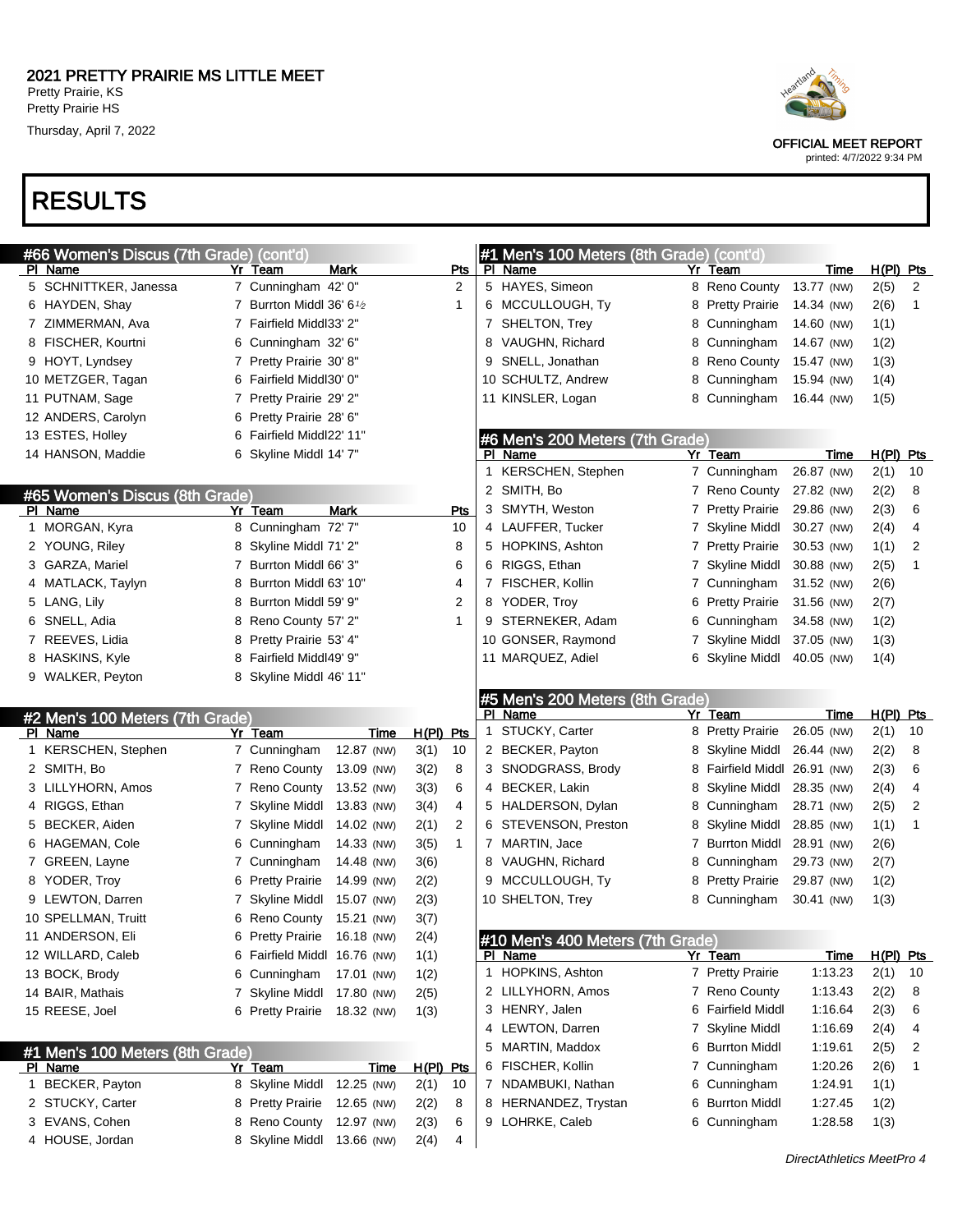2021 PRETTY PRAIRIE MS LITTLE MEET
Pretty Prairie, KS
Pretty Prairie HS
Thursday, April 7, 2022

OFFICIAL MEET REPORT
printed: 4/7/2022 9:34 PM

# RESULTS

## #66 Women's Discus (7th Grade) (cont'd)

| Pl | Name | Yr | Team | Mark | Pts |
|---|---|---|---|---|---|
| 5 | SCHNITTKER, Janessa | 7 | Cunningham | 42' 0" | 2 |
| 6 | HAYDEN, Shay | 7 | Burrton Middl | 36' 6½ | 1 |
| 7 | ZIMMERMAN, Ava | 7 | Fairfield Middl | 33' 2" | |
| 8 | FISCHER, Kourtni | 6 | Cunningham | 32' 6" | |
| 9 | HOYT, Lyndsey | 7 | Pretty Prairie | 30' 8" | |
| 10 | METZGER, Tagan | 6 | Fairfield Middl | 30' 0" | |
| 11 | PUTNAM, Sage | 7 | Pretty Prairie | 29' 2" | |
| 12 | ANDERS, Carolyn | 6 | Pretty Prairie | 28' 6" | |
| 13 | ESTES, Holley | 6 | Fairfield Middl | 22' 11" | |
| 14 | HANSON, Maddie | 6 | Skyline Middl | 14' 7" | |

## #65 Women's Discus (8th Grade)

| Pl | Name | Yr | Team | Mark | Pts |
|---|---|---|---|---|---|
| 1 | MORGAN, Kyra | 8 | Cunningham | 72' 7" | 10 |
| 2 | YOUNG, Riley | 8 | Skyline Middl | 71' 2" | 8 |
| 3 | GARZA, Mariel | 7 | Burrton Middl | 66' 3" | 6 |
| 4 | MATLACK, Taylyn | 8 | Burrton Middl | 63' 10" | 4 |
| 5 | LANG, Lily | 8 | Burrton Middl | 59' 9" | 2 |
| 6 | SNELL, Adia | 8 | Reno County | 57' 2" | 1 |
| 7 | REEVES, Lidia | 8 | Pretty Prairie | 53' 4" | |
| 8 | HASKINS, Kyle | 8 | Fairfield Middl | 49' 9" | |
| 9 | WALKER, Peyton | 8 | Skyline Middl | 46' 11" | |

## #2 Men's 100 Meters (7th Grade)

| Pl | Name | Yr | Team | Time | H(Pl) | Pts |
|---|---|---|---|---|---|---|
| 1 | KERSCHEN, Stephen | 7 | Cunningham | 12.87 (NW) | 3(1) | 10 |
| 2 | SMITH, Bo | 7 | Reno County | 13.09 (NW) | 3(2) | 8 |
| 3 | LILLYHORN, Amos | 7 | Reno County | 13.52 (NW) | 3(3) | 6 |
| 4 | RIGGS, Ethan | 7 | Skyline Middl | 13.83 (NW) | 3(4) | 4 |
| 5 | BECKER, Aiden | 7 | Skyline Middl | 14.02 (NW) | 2(1) | 2 |
| 6 | HAGEMAN, Cole | 6 | Cunningham | 14.33 (NW) | 3(5) | 1 |
| 7 | GREEN, Layne | 7 | Cunningham | 14.48 (NW) | 3(6) | |
| 8 | YODER, Troy | 6 | Pretty Prairie | 14.99 (NW) | 2(2) | |
| 9 | LEWTON, Darren | 7 | Skyline Middl | 15.07 (NW) | 2(3) | |
| 10 | SPELLMAN, Truitt | 6 | Reno County | 15.21 (NW) | 3(7) | |
| 11 | ANDERSON, Eli | 6 | Pretty Prairie | 16.18 (NW) | 2(4) | |
| 12 | WILLARD, Caleb | 6 | Fairfield Middl | 16.76 (NW) | 1(1) | |
| 13 | BOCK, Brody | 6 | Cunningham | 17.01 (NW) | 1(2) | |
| 14 | BAIR, Mathais | 7 | Skyline Middl | 17.80 (NW) | 2(5) | |
| 15 | REESE, Joel | 6 | Pretty Prairie | 18.32 (NW) | 1(3) | |

## #1 Men's 100 Meters (8th Grade)

| Pl | Name | Yr | Team | Time | H(Pl) | Pts |
|---|---|---|---|---|---|---|
| 1 | BECKER, Payton | 8 | Skyline Middl | 12.25 (NW) | 2(1) | 10 |
| 2 | STUCKY, Carter | 8 | Pretty Prairie | 12.65 (NW) | 2(2) | 8 |
| 3 | EVANS, Cohen | 8 | Reno County | 12.97 (NW) | 2(3) | 6 |
| 4 | HOUSE, Jordan | 8 | Skyline Middl | 13.66 (NW) | 2(4) | 4 |
| 5 | HAYES, Simeon | 8 | Reno County | 13.77 (NW) | 2(5) | 2 |
| 6 | MCCULLOUGH, Ty | 8 | Pretty Prairie | 14.34 (NW) | 2(6) | 1 |
| 7 | SHELTON, Trey | 8 | Cunningham | 14.60 (NW) | 1(1) | |
| 8 | VAUGHN, Richard | 8 | Cunningham | 14.67 (NW) | 1(2) | |
| 9 | SNELL, Jonathan | 8 | Reno County | 15.47 (NW) | 1(3) | |
| 10 | SCHULTZ, Andrew | 8 | Cunningham | 15.94 (NW) | 1(4) | |
| 11 | KINSLER, Logan | 8 | Cunningham | 16.44 (NW) | 1(5) | |

## #6 Men's 200 Meters (7th Grade)

| Pl | Name | Yr | Team | Time | H(Pl) | Pts |
|---|---|---|---|---|---|---|
| 1 | KERSCHEN, Stephen | 7 | Cunningham | 26.87 (NW) | 2(1) | 10 |
| 2 | SMITH, Bo | 7 | Reno County | 27.82 (NW) | 2(2) | 8 |
| 3 | SMYTH, Weston | 7 | Pretty Prairie | 29.86 (NW) | 2(3) | 6 |
| 4 | LAUFFER, Tucker | 7 | Skyline Middl | 30.27 (NW) | 2(4) | 4 |
| 5 | HOPKINS, Ashton | 7 | Pretty Prairie | 30.53 (NW) | 1(1) | 2 |
| 6 | RIGGS, Ethan | 7 | Skyline Middl | 30.88 (NW) | 2(5) | 1 |
| 7 | FISCHER, Kollin | 7 | Cunningham | 31.52 (NW) | 2(6) | |
| 8 | YODER, Troy | 6 | Pretty Prairie | 31.56 (NW) | 2(7) | |
| 9 | STERNEKER, Adam | 6 | Cunningham | 34.58 (NW) | 1(2) | |
| 10 | GONSER, Raymond | 7 | Skyline Middl | 37.05 (NW) | 1(3) | |
| 11 | MARQUEZ, Adiel | 6 | Skyline Middl | 40.05 (NW) | 1(4) | |

## #5 Men's 200 Meters (8th Grade)

| Pl | Name | Yr | Team | Time | H(Pl) | Pts |
|---|---|---|---|---|---|---|
| 1 | STUCKY, Carter | 8 | Pretty Prairie | 26.05 (NW) | 2(1) | 10 |
| 2 | BECKER, Payton | 8 | Skyline Middl | 26.44 (NW) | 2(2) | 8 |
| 3 | SNODGRASS, Brody | 8 | Fairfield Middl | 26.91 (NW) | 2(3) | 6 |
| 4 | BECKER, Lakin | 8 | Skyline Middl | 28.35 (NW) | 2(4) | 4 |
| 5 | HALDERSON, Dylan | 8 | Cunningham | 28.71 (NW) | 2(5) | 2 |
| 6 | STEVENSON, Preston | 8 | Skyline Middl | 28.85 (NW) | 1(1) | 1 |
| 7 | MARTIN, Jace | 7 | Burrton Middl | 28.91 (NW) | 2(6) | |
| 8 | VAUGHN, Richard | 8 | Cunningham | 29.73 (NW) | 2(7) | |
| 9 | MCCULLOUGH, Ty | 8 | Pretty Prairie | 29.87 (NW) | 1(2) | |
| 10 | SHELTON, Trey | 8 | Cunningham | 30.41 (NW) | 1(3) | |

## #10 Men's 400 Meters (7th Grade)

| Pl | Name | Yr | Team | Time | H(Pl) | Pts |
|---|---|---|---|---|---|---|
| 1 | HOPKINS, Ashton | 7 | Pretty Prairie | 1:13.23 | 2(1) | 10 |
| 2 | LILLYHORN, Amos | 7 | Reno County | 1:13.43 | 2(2) | 8 |
| 3 | HENRY, Jalen | 6 | Fairfield Middl | 1:16.64 | 2(3) | 6 |
| 4 | LEWTON, Darren | 7 | Skyline Middl | 1:16.69 | 2(4) | 4 |
| 5 | MARTIN, Maddox | 6 | Burrton Middl | 1:19.61 | 2(5) | 2 |
| 6 | FISCHER, Kollin | 7 | Cunningham | 1:20.26 | 2(6) | 1 |
| 7 | NDAMBUKI, Nathan | 6 | Cunningham | 1:24.91 | 1(1) | |
| 8 | HERNANDEZ, Trystan | 6 | Burrton Middl | 1:27.45 | 1(2) | |
| 9 | LOHRKE, Caleb | 6 | Cunningham | 1:28.58 | 1(3) | |

DirectAthletics MeetPro 4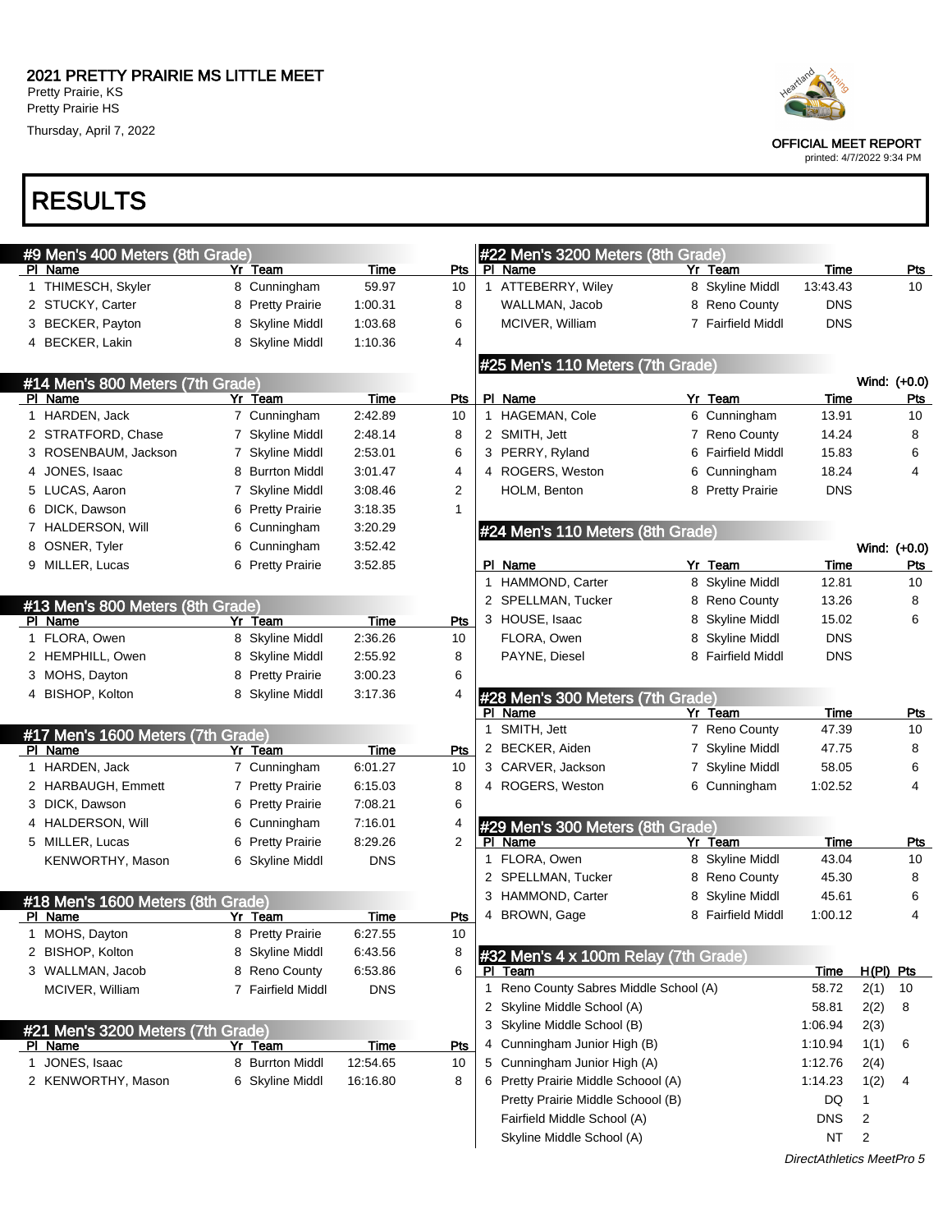# 2021 PRETTY PRAIRIE MS LITTLE MEET

Pretty Prairie, KS
Pretty Prairie HS
Thursday, April 7, 2022

OFFICIAL MEET REPORT
printed: 4/7/2022 9:34 PM

# RESULTS

## #9 Men's 400 Meters (8th Grade)

| Pl | Name | Yr | Team | Time | Pts |
|---|---|---|---|---|---|
| 1 | THIMESCH, Skyler | 8 | Cunningham | 59.97 | 10 |
| 2 | STUCKY, Carter | 8 | Pretty Prairie | 1:00.31 | 8 |
| 3 | BECKER, Payton | 8 | Skyline Middl | 1:03.68 | 6 |
| 4 | BECKER, Lakin | 8 | Skyline Middl | 1:10.36 | 4 |

## #14 Men's 800 Meters (7th Grade)

| Pl | Name | Yr | Team | Time | Pts |
|---|---|---|---|---|---|
| 1 | HARDEN, Jack | 7 | Cunningham | 2:42.89 | 10 |
| 2 | STRATFORD, Chase | 7 | Skyline Middl | 2:48.14 | 8 |
| 3 | ROSENBAUM, Jackson | 7 | Skyline Middl | 2:53.01 | 6 |
| 4 | JONES, Isaac | 8 | Burrton Middl | 3:01.47 | 4 |
| 5 | LUCAS, Aaron | 7 | Skyline Middl | 3:08.46 | 2 |
| 6 | DICK, Dawson | 6 | Pretty Prairie | 3:18.35 | 1 |
| 7 | HALDERSON, Will | 6 | Cunningham | 3:20.29 | |
| 8 | OSNER, Tyler | 6 | Cunningham | 3:52.42 | |
| 9 | MILLER, Lucas | 6 | Pretty Prairie | 3:52.85 | |

## #13 Men's 800 Meters (8th Grade)

| Pl | Name | Yr | Team | Time | Pts |
|---|---|---|---|---|---|
| 1 | FLORA, Owen | 8 | Skyline Middl | 2:36.26 | 10 |
| 2 | HEMPHILL, Owen | 8 | Skyline Middl | 2:55.92 | 8 |
| 3 | MOHS, Dayton | 8 | Pretty Prairie | 3:00.23 | 6 |
| 4 | BISHOP, Kolton | 8 | Skyline Middl | 3:17.36 | 4 |

## #17 Men's 1600 Meters (7th Grade)

| Pl | Name | Yr | Team | Time | Pts |
|---|---|---|---|---|---|
| 1 | HARDEN, Jack | 7 | Cunningham | 6:01.27 | 10 |
| 2 | HARBAUGH, Emmett | 7 | Pretty Prairie | 6:15.03 | 8 |
| 3 | DICK, Dawson | 6 | Pretty Prairie | 7:08.21 | 6 |
| 4 | HALDERSON, Will | 6 | Cunningham | 7:16.01 | 4 |
| 5 | MILLER, Lucas | 6 | Pretty Prairie | 8:29.26 | 2 |
| | KENWORTHY, Mason | 6 | Skyline Middl | DNS | |

## #18 Men's 1600 Meters (8th Grade)

| Pl | Name | Yr | Team | Time | Pts |
|---|---|---|---|---|---|
| 1 | MOHS, Dayton | 8 | Pretty Prairie | 6:27.55 | 10 |
| 2 | BISHOP, Kolton | 8 | Skyline Middl | 6:43.56 | 8 |
| 3 | WALLMAN, Jacob | 8 | Reno County | 6:53.86 | 6 |
| | MCIVER, William | 7 | Fairfield Middl | DNS | |

## #21 Men's 3200 Meters (7th Grade)

| Pl | Name | Yr | Team | Time | Pts |
|---|---|---|---|---|---|
| 1 | JONES, Isaac | 8 | Burrton Middl | 12:54.65 | 10 |
| 2 | KENWORTHY, Mason | 6 | Skyline Middl | 16:16.80 | 8 |

## #22 Men's 3200 Meters (8th Grade)

| Pl | Name | Yr | Team | Time | Pts |
|---|---|---|---|---|---|
| 1 | ATTEBERRY, Wiley | 8 | Skyline Middl | 13:43.43 | 10 |
| | WALLMAN, Jacob | 8 | Reno County | DNS | |
| | MCIVER, William | 7 | Fairfield Middl | DNS | |

## #25 Men's 110 Meters (7th Grade)

Wind: (+0.0)

| Pl | Name | Yr | Team | Time | Pts |
|---|---|---|---|---|---|
| 1 | HAGEMAN, Cole | 6 | Cunningham | 13.91 | 10 |
| 2 | SMITH, Jett | 7 | Reno County | 14.24 | 8 |
| 3 | PERRY, Ryland | 6 | Fairfield Middl | 15.83 | 6 |
| 4 | ROGERS, Weston | 6 | Cunningham | 18.24 | 4 |
| | HOLM, Benton | 8 | Pretty Prairie | DNS | |

## #24 Men's 110 Meters (8th Grade)

Wind: (+0.0)

| Pl | Name | Yr | Team | Time | Pts |
|---|---|---|---|---|---|
| 1 | HAMMOND, Carter | 8 | Skyline Middl | 12.81 | 10 |
| 2 | SPELLMAN, Tucker | 8 | Reno County | 13.26 | 8 |
| 3 | HOUSE, Isaac | 8 | Skyline Middl | 15.02 | 6 |
| | FLORA, Owen | 8 | Skyline Middl | DNS | |
| | PAYNE, Diesel | 8 | Fairfield Middl | DNS | |

## #28 Men's 300 Meters (7th Grade)

| Pl | Name | Yr | Team | Time | Pts |
|---|---|---|---|---|---|
| 1 | SMITH, Jett | 7 | Reno County | 47.39 | 10 |
| 2 | BECKER, Aiden | 7 | Skyline Middl | 47.75 | 8 |
| 3 | CARVER, Jackson | 7 | Skyline Middl | 58.05 | 6 |
| 4 | ROGERS, Weston | 6 | Cunningham | 1:02.52 | 4 |

## #29 Men's 300 Meters (8th Grade)

| Pl | Name | Yr | Team | Time | Pts |
|---|---|---|---|---|---|
| 1 | FLORA, Owen | 8 | Skyline Middl | 43.04 | 10 |
| 2 | SPELLMAN, Tucker | 8 | Reno County | 45.30 | 8 |
| 3 | HAMMOND, Carter | 8 | Skyline Middl | 45.61 | 6 |
| 4 | BROWN, Gage | 8 | Fairfield Middl | 1:00.12 | 4 |

## #32 Men's 4 x 100m Relay (7th Grade)

| Pl | Team | Time | H(Pl) | Pts |
|---|---|---|---|---|
| 1 | Reno County Sabres Middle School (A) | 58.72 | 2(1) | 10 |
| 2 | Skyline Middle School (A) | 58.81 | 2(2) | 8 |
| 3 | Skyline Middle School (B) | 1:06.94 | 2(3) | |
| 4 | Cunningham Junior High (B) | 1:10.94 | 1(1) | 6 |
| 5 | Cunningham Junior High (A) | 1:12.76 | 2(4) | |
| 6 | Pretty Prairie Middle Schoool (A) | 1:14.23 | 1(2) | 4 |
| | Pretty Prairie Middle Schoool (B) | DQ | 1 | |
| | Fairfield Middle School (A) | DNS | 2 | |
| | Skyline Middle School (A) | NT | 2 | |

*DirectAthletics MeetPro 5*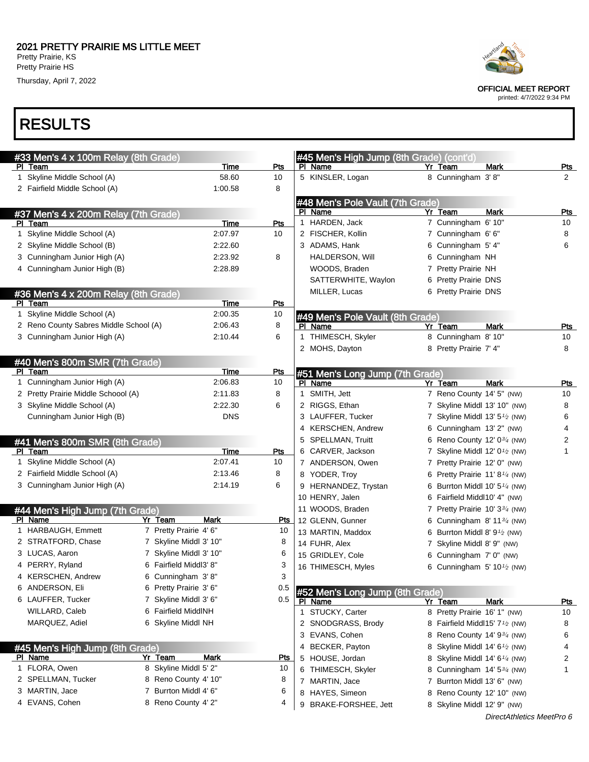# 2021 PRETTY PRAIRIE MS LITTLE MEET

Pretty Prairie, KS
Pretty Prairie HS
Thursday, April 7, 2022

OFFICIAL MEET REPORT
printed: 4/7/2022 9:34 PM

# RESULTS

## #33 Men's 4 x 100m Relay (8th Grade)

| Pl | Team | Time | Pts |
|---|---|---|---|
| 1 | Skyline Middle School (A) | 58.60 | 10 |
| 2 | Fairfield Middle School (A) | 1:00.58 | 8 |

## #37 Men's 4 x 200m Relay (7th Grade)

| Pl | Team | Time | Pts |
|---|---|---|---|
| 1 | Skyline Middle School (A) | 2:07.97 | 10 |
| 2 | Skyline Middle School (B) | 2:22.60 | |
| 3 | Cunningham Junior High (A) | 2:23.92 | 8 |
| 4 | Cunningham Junior High (B) | 2:28.89 | |

## #36 Men's 4 x 200m Relay (8th Grade)

| Pl | Team | Time | Pts |
|---|---|---|---|
| 1 | Skyline Middle School (A) | 2:00.35 | 10 |
| 2 | Reno County Sabres Middle School (A) | 2:06.43 | 8 |
| 3 | Cunningham Junior High (A) | 2:10.44 | 6 |

## #40 Men's 800m SMR (7th Grade)

| Pl | Team | Time | Pts |
|---|---|---|---|
| 1 | Cunningham Junior High (A) | 2:06.83 | 10 |
| 2 | Pretty Prairie Middle Schoool (A) | 2:11.83 | 8 |
| 3 | Skyline Middle School (A) | 2:22.30 | 6 |
| | Cunningham Junior High (B) | DNS | |

## #41 Men's 800m SMR (8th Grade)

| Pl | Team | Time | Pts |
|---|---|---|---|
| 1 | Skyline Middle School (A) | 2:07.41 | 10 |
| 2 | Fairfield Middle School (A) | 2:13.46 | 8 |
| 3 | Cunningham Junior High (A) | 2:14.19 | 6 |

## #44 Men's High Jump (7th Grade)

| Pl | Name | Yr | Team | Mark | Pts |
|---|---|---|---|---|---|
| 1 | HARBAUGH, Emmett | 7 | Pretty Prairie | 4' 6" | 10 |
| 2 | STRATFORD, Chase | 7 | Skyline Middl | 3' 10" | 8 |
| 3 | LUCAS, Aaron | 7 | Skyline Middl | 3' 10" | 6 |
| 4 | PERRY, Ryland | 6 | Fairfield Middl | 3' 8" | 3 |
| 4 | KERSCHEN, Andrew | 6 | Cunningham | 3' 8" | 3 |
| 6 | ANDERSON, Eli | 6 | Pretty Prairie | 3' 6" | 0.5 |
| 6 | LAUFFER, Tucker | 7 | Skyline Middl | 3' 6" | 0.5 |
| | WILLARD, Caleb | 6 | Fairfield Middl | NH | |
| | MARQUEZ, Adiel | 6 | Skyline Middl | NH | |

## #45 Men's High Jump (8th Grade)

| Pl | Name | Yr | Team | Mark | Pts |
|---|---|---|---|---|---|
| 1 | FLORA, Owen | 8 | Skyline Middl | 5' 2" | 10 |
| 2 | SPELLMAN, Tucker | 8 | Reno County | 4' 10" | 8 |
| 3 | MARTIN, Jace | 7 | Burrton Middl | 4' 6" | 6 |
| 4 | EVANS, Cohen | 8 | Reno County | 4' 2" | 4 |
| 5 | KINSLER, Logan | 8 | Cunningham | 3' 8" | 2 |

## #48 Men's Pole Vault (7th Grade)

| Pl | Name | Yr | Team | Mark | Pts |
|---|---|---|---|---|---|
| 1 | HARDEN, Jack | 7 | Cunningham | 6' 10" | 10 |
| 2 | FISCHER, Kollin | 7 | Cunningham | 6' 6" | 8 |
| 3 | ADAMS, Hank | 6 | Cunningham | 5' 4" | 6 |
| | HALDERSON, Will | 6 | Cunningham | NH | |
| | WOODS, Braden | 7 | Pretty Prairie | NH | |
| | SATTERWHITE, Waylon | 6 | Pretty Prairie | DNS | |
| | MILLER, Lucas | 6 | Pretty Prairie | DNS | |

## #49 Men's Pole Vault (8th Grade)

| Pl | Name | Yr | Team | Mark | Pts |
|---|---|---|---|---|---|
| 1 | THIMESCH, Skyler | 8 | Cunningham | 8' 10" | 10 |
| 2 | MOHS, Dayton | 8 | Pretty Prairie | 7' 4" | 8 |

## #51 Men's Long Jump (7th Grade)

| Pl | Name | Yr | Team | Mark | Pts |
|---|---|---|---|---|---|
| 1 | SMITH, Jett | 7 | Reno County | 14' 5" (NW) | 10 |
| 2 | RIGGS, Ethan | 7 | Skyline Middl | 13' 10" (NW) | 8 |
| 3 | LAUFFER, Tucker | 7 | Skyline Middl | 13' 5½ (NW) | 6 |
| 4 | KERSCHEN, Andrew | 6 | Cunningham | 13' 2" (NW) | 4 |
| 5 | SPELLMAN, Truitt | 6 | Reno County | 12' 0¾ (NW) | 2 |
| 6 | CARVER, Jackson | 7 | Skyline Middl | 12' 0½ (NW) | 1 |
| 7 | ANDERSON, Owen | 7 | Pretty Prairie | 12' 0" (NW) | |
| 8 | YODER, Troy | 6 | Pretty Prairie | 11' 8¼ (NW) | |
| 9 | HERNANDEZ, Trystan | 6 | Burrton Middl | 10' 5¼ (NW) | |
| 10 | HENRY, Jalen | 6 | Fairfield Middl | 10' 4" (NW) | |
| 11 | WOODS, Braden | 7 | Pretty Prairie | 10' 3¾ (NW) | |
| 12 | GLENN, Gunner | 6 | Cunningham | 8' 11¾ (NW) | |
| 13 | MARTIN, Maddox | 6 | Burrton Middl | 8' 9½ (NW) | |
| 14 | FUHR, Alex | 7 | Skyline Middl | 8' 9" (NW) | |
| 15 | GRIDLEY, Cole | 6 | Cunningham | 7' 0" (NW) | |
| 16 | THIMESCH, Myles | 6 | Cunningham | 5' 10½ (NW) | |

## #52 Men's Long Jump (8th Grade)

| Pl | Name | Yr | Team | Mark | Pts |
|---|---|---|---|---|---|
| 1 | STUCKY, Carter | 8 | Pretty Prairie | 16' 1" (NW) | 10 |
| 2 | SNODGRASS, Brody | 8 | Fairfield Middl | 15' 7½ (NW) | 8 |
| 3 | EVANS, Cohen | 8 | Reno County | 14' 9¾ (NW) | 6 |
| 4 | BECKER, Payton | 8 | Skyline Middl | 14' 6½ (NW) | 4 |
| 5 | HOUSE, Jordan | 8 | Skyline Middl | 14' 6¼ (NW) | 2 |
| 6 | THIMESCH, Skyler | 8 | Cunningham | 14' 5¾ (NW) | 1 |
| 7 | MARTIN, Jace | 7 | Burrton Middl | 13' 6" (NW) | |
| 8 | HAYES, Simeon | 8 | Reno County | 12' 10" (NW) | |
| 9 | BRAKE-FORSHEE, Jett | 8 | Skyline Middl | 12' 9" (NW) | |

DirectAthletics MeetPro 6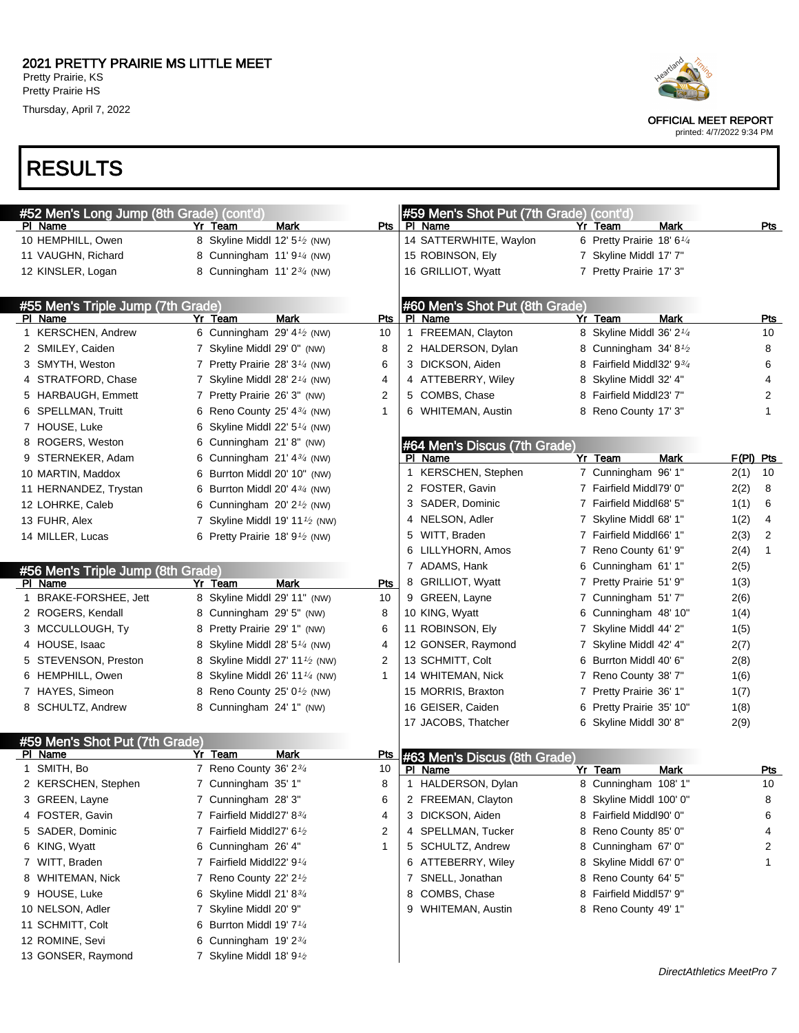# 2021 PRETTY PRAIRIE MS LITTLE MEET

Pretty Prairie, KS
Pretty Prairie HS
Thursday, April 7, 2022

OFFICIAL MEET REPORT
printed: 4/7/2022 9:34 PM

# RESULTS

## #52 Men's Long Jump (8th Grade) (cont'd)

| Pl | Name | Yr | Team | Mark | Pts |
|---|---|---|---|---|---|
| 10 | HEMPHILL, Owen | 8 | Skyline Middl | 12' 5½ (NW) | |
| 11 | VAUGHN, Richard | 8 | Cunningham | 11' 9¼ (NW) | |
| 12 | KINSLER, Logan | 8 | Cunningham | 11' 2¾ (NW) | |

## #55 Men's Triple Jump (7th Grade)

| Pl | Name | Yr | Team | Mark | Pts |
|---|---|---|---|---|---|
| 1 | KERSCHEN, Andrew | 6 | Cunningham | 29' 4½ (NW) | 10 |
| 2 | SMILEY, Caiden | 7 | Skyline Middl | 29' 0" (NW) | 8 |
| 3 | SMYTH, Weston | 7 | Pretty Prairie | 28' 3¼ (NW) | 6 |
| 4 | STRATFORD, Chase | 7 | Skyline Middl | 28' 2¼ (NW) | 4 |
| 5 | HARBAUGH, Emmett | 7 | Pretty Prairie | 26' 3" (NW) | 2 |
| 6 | SPELLMAN, Truitt | 6 | Reno County | 25' 4¾ (NW) | 1 |
| 7 | HOUSE, Luke | 6 | Skyline Middl | 22' 5¼ (NW) | |
| 8 | ROGERS, Weston | 6 | Cunningham | 21' 8" (NW) | |
| 9 | STERNEKER, Adam | 6 | Cunningham | 21' 4¾ (NW) | |
| 10 | MARTIN, Maddox | 6 | Burrton Middl | 20' 10" (NW) | |
| 11 | HERNANDEZ, Trystan | 6 | Burrton Middl | 20' 4¾ (NW) | |
| 12 | LOHRKE, Caleb | 6 | Cunningham | 20' 2½ (NW) | |
| 13 | FUHR, Alex | 7 | Skyline Middl | 19' 11½ (NW) | |
| 14 | MILLER, Lucas | 6 | Pretty Prairie | 18' 9½ (NW) | |

## #56 Men's Triple Jump (8th Grade)

| Pl | Name | Yr | Team | Mark | Pts |
|---|---|---|---|---|---|
| 1 | BRAKE-FORSHEE, Jett | 8 | Skyline Middl | 29' 11" (NW) | 10 |
| 2 | ROGERS, Kendall | 8 | Cunningham | 29' 5" (NW) | 8 |
| 3 | MCCULLOUGH, Ty | 8 | Pretty Prairie | 29' 1" (NW) | 6 |
| 4 | HOUSE, Isaac | 8 | Skyline Middl | 28' 5¼ (NW) | 4 |
| 5 | STEVENSON, Preston | 8 | Skyline Middl | 27' 11½ (NW) | 2 |
| 6 | HEMPHILL, Owen | 8 | Skyline Middl | 26' 11¼ (NW) | 1 |
| 7 | HAYES, Simeon | 8 | Reno County | 25' 0½ (NW) | |
| 8 | SCHULTZ, Andrew | 8 | Cunningham | 24' 1" (NW) | |

## #59 Men's Shot Put (7th Grade)

| Pl | Name | Yr | Team | Mark | Pts |
|---|---|---|---|---|---|
| 1 | SMITH, Bo | 7 | Reno County | 36' 2¾ | 10 |
| 2 | KERSCHEN, Stephen | 7 | Cunningham | 35' 1" | 8 |
| 3 | GREEN, Layne | 7 | Cunningham | 28' 3" | 6 |
| 4 | FOSTER, Gavin | 7 | Fairfield Middl | 27' 8¾ | 4 |
| 5 | SADER, Dominic | 7 | Fairfield Middl | 27' 6½ | 2 |
| 6 | KING, Wyatt | 6 | Cunningham | 26' 4" | 1 |
| 7 | WITT, Braden | 7 | Fairfield Middl | 22' 9¼ | |
| 8 | WHITEMAN, Nick | 7 | Reno County | 22' 2½ | |
| 9 | HOUSE, Luke | 6 | Skyline Middl | 21' 8¾ | |
| 10 | NELSON, Adler | 7 | Skyline Middl | 20' 9" | |
| 11 | SCHMITT, Colt | 6 | Burrton Middl | 19' 7¼ | |
| 12 | ROMINE, Sevi | 6 | Cunningham | 19' 2¾ | |
| 13 | GONSER, Raymond | 7 | Skyline Middl | 18' 9½ | |
| 14 | SATTERWHITE, Waylon | 6 | Pretty Prairie | 18' 6¼ | |
| 15 | ROBINSON, Ely | 7 | Skyline Middl | 17' 7" | |
| 16 | GRILLIOT, Wyatt | 7 | Pretty Prairie | 17' 3" | |

## #60 Men's Shot Put (8th Grade)

| Pl | Name | Yr | Team | Mark | Pts |
|---|---|---|---|---|---|
| 1 | FREEMAN, Clayton | 8 | Skyline Middl | 36' 2¼ | 10 |
| 2 | HALDERSON, Dylan | 8 | Cunningham | 34' 8½ | 8 |
| 3 | DICKSON, Aiden | 8 | Fairfield Middl | 32' 9¾ | 6 |
| 4 | ATTEBERRY, Wiley | 8 | Skyline Middl | 32' 4" | 4 |
| 5 | COMBS, Chase | 8 | Fairfield Middl | 23' 7" | 2 |
| 6 | WHITEMAN, Austin | 8 | Reno County | 17' 3" | 1 |

## #64 Men's Discus (7th Grade)

| Pl | Name | Yr | Team | Mark | F(Pl) | Pts |
|---|---|---|---|---|---|---|
| 1 | KERSCHEN, Stephen | 7 | Cunningham | 96' 1" | 2(1) | 10 |
| 2 | FOSTER, Gavin | 7 | Fairfield Middl | 79' 0" | 2(2) | 8 |
| 3 | SADER, Dominic | 7 | Fairfield Middl | 68' 5" | 1(1) | 6 |
| 4 | NELSON, Adler | 7 | Skyline Middl | 68' 1" | 1(2) | 4 |
| 5 | WITT, Braden | 7 | Fairfield Middl | 66' 1" | 2(3) | 2 |
| 6 | LILLYHORN, Amos | 7 | Reno County | 61' 9" | 2(4) | 1 |
| 7 | ADAMS, Hank | 6 | Cunningham | 61' 1" | 2(5) | |
| 8 | GRILLIOT, Wyatt | 7 | Pretty Prairie | 51' 9" | 1(3) | |
| 9 | GREEN, Layne | 7 | Cunningham | 51' 7" | 2(6) | |
| 10 | KING, Wyatt | 6 | Cunningham | 48' 10" | 1(4) | |
| 11 | ROBINSON, Ely | 7 | Skyline Middl | 44' 2" | 1(5) | |
| 12 | GONSER, Raymond | 7 | Skyline Middl | 42' 4" | 2(7) | |
| 13 | SCHMITT, Colt | 6 | Burrton Middl | 40' 6" | 2(8) | |
| 14 | WHITEMAN, Nick | 7 | Reno County | 38' 7" | 1(6) | |
| 15 | MORRIS, Braxton | 7 | Pretty Prairie | 36' 1" | 1(7) | |
| 16 | GEISER, Caiden | 6 | Pretty Prairie | 35' 10" | 1(8) | |
| 17 | JACOBS, Thatcher | 6 | Skyline Middl | 30' 8" | 2(9) | |

## #63 Men's Discus (8th Grade)

| Pl | Name | Yr | Team | Mark | Pts |
|---|---|---|---|---|---|
| 1 | HALDERSON, Dylan | 8 | Cunningham | 108' 1" | 10 |
| 2 | FREEMAN, Clayton | 8 | Skyline Middl | 100' 0" | 8 |
| 3 | DICKSON, Aiden | 8 | Fairfield Middl | 90' 0" | 6 |
| 4 | SPELLMAN, Tucker | 8 | Reno County | 85' 0" | 4 |
| 5 | SCHULTZ, Andrew | 8 | Cunningham | 67' 0" | 2 |
| 6 | ATTEBERRY, Wiley | 8 | Skyline Middl | 67' 0" | 1 |
| 7 | SNELL, Jonathan | 8 | Reno County | 64' 5" | |
| 8 | COMBS, Chase | 8 | Fairfield Middl | 57' 9" | |
| 9 | WHITEMAN, Austin | 8 | Reno County | 49' 1" | |

*DirectAthletics MeetPro 7*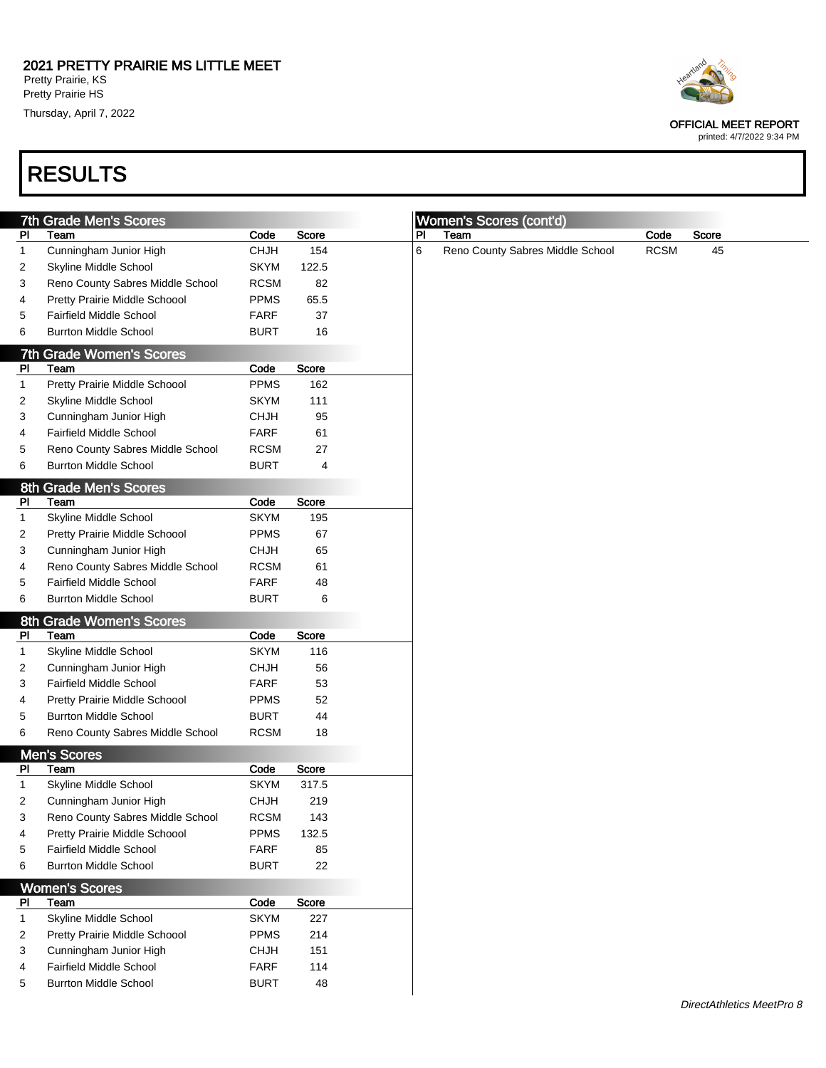2021 PRETTY PRAIRIE MS LITTLE MEET

Pretty Prairie, KS
Pretty Prairie HS

Thursday, April 7, 2022

OFFICIAL MEET REPORT
printed: 4/7/2022 9:34 PM

# RESULTS

## 7th Grade Men's Scores

| Pl | Team | Code | Score |
|---|---|---|---|
| 1 | Cunningham Junior High | CHJH | 154 |
| 2 | Skyline Middle School | SKYM | 122.5 |
| 3 | Reno County Sabres Middle School | RCSM | 82 |
| 4 | Pretty Prairie Middle Schoool | PPMS | 65.5 |
| 5 | Fairfield Middle School | FARF | 37 |
| 6 | Burrton Middle School | BURT | 16 |

## 7th Grade Women's Scores

| Pl | Team | Code | Score |
|---|---|---|---|
| 1 | Pretty Prairie Middle Schoool | PPMS | 162 |
| 2 | Skyline Middle School | SKYM | 111 |
| 3 | Cunningham Junior High | CHJH | 95 |
| 4 | Fairfield Middle School | FARF | 61 |
| 5 | Reno County Sabres Middle School | RCSM | 27 |
| 6 | Burrton Middle School | BURT | 4 |

## 8th Grade Men's Scores

| Pl | Team | Code | Score |
|---|---|---|---|
| 1 | Skyline Middle School | SKYM | 195 |
| 2 | Pretty Prairie Middle Schoool | PPMS | 67 |
| 3 | Cunningham Junior High | CHJH | 65 |
| 4 | Reno County Sabres Middle School | RCSM | 61 |
| 5 | Fairfield Middle School | FARF | 48 |
| 6 | Burrton Middle School | BURT | 6 |

## 8th Grade Women's Scores

| Pl | Team | Code | Score |
|---|---|---|---|
| 1 | Skyline Middle School | SKYM | 116 |
| 2 | Cunningham Junior High | CHJH | 56 |
| 3 | Fairfield Middle School | FARF | 53 |
| 4 | Pretty Prairie Middle Schoool | PPMS | 52 |
| 5 | Burrton Middle School | BURT | 44 |
| 6 | Reno County Sabres Middle School | RCSM | 18 |

## Men's Scores

| Pl | Team | Code | Score |
|---|---|---|---|
| 1 | Skyline Middle School | SKYM | 317.5 |
| 2 | Cunningham Junior High | CHJH | 219 |
| 3 | Reno County Sabres Middle School | RCSM | 143 |
| 4 | Pretty Prairie Middle Schoool | PPMS | 132.5 |
| 5 | Fairfield Middle School | FARF | 85 |
| 6 | Burrton Middle School | BURT | 22 |

## Women's Scores

| Pl | Team | Code | Score |
|---|---|---|---|
| 1 | Skyline Middle School | SKYM | 227 |
| 2 | Pretty Prairie Middle Schoool | PPMS | 214 |
| 3 | Cunningham Junior High | CHJH | 151 |
| 4 | Fairfield Middle School | FARF | 114 |
| 5 | Burrton Middle School | BURT | 48 |
| 6 | Reno County Sabres Middle School | RCSM | 45 |

DirectAthletics MeetPro 8